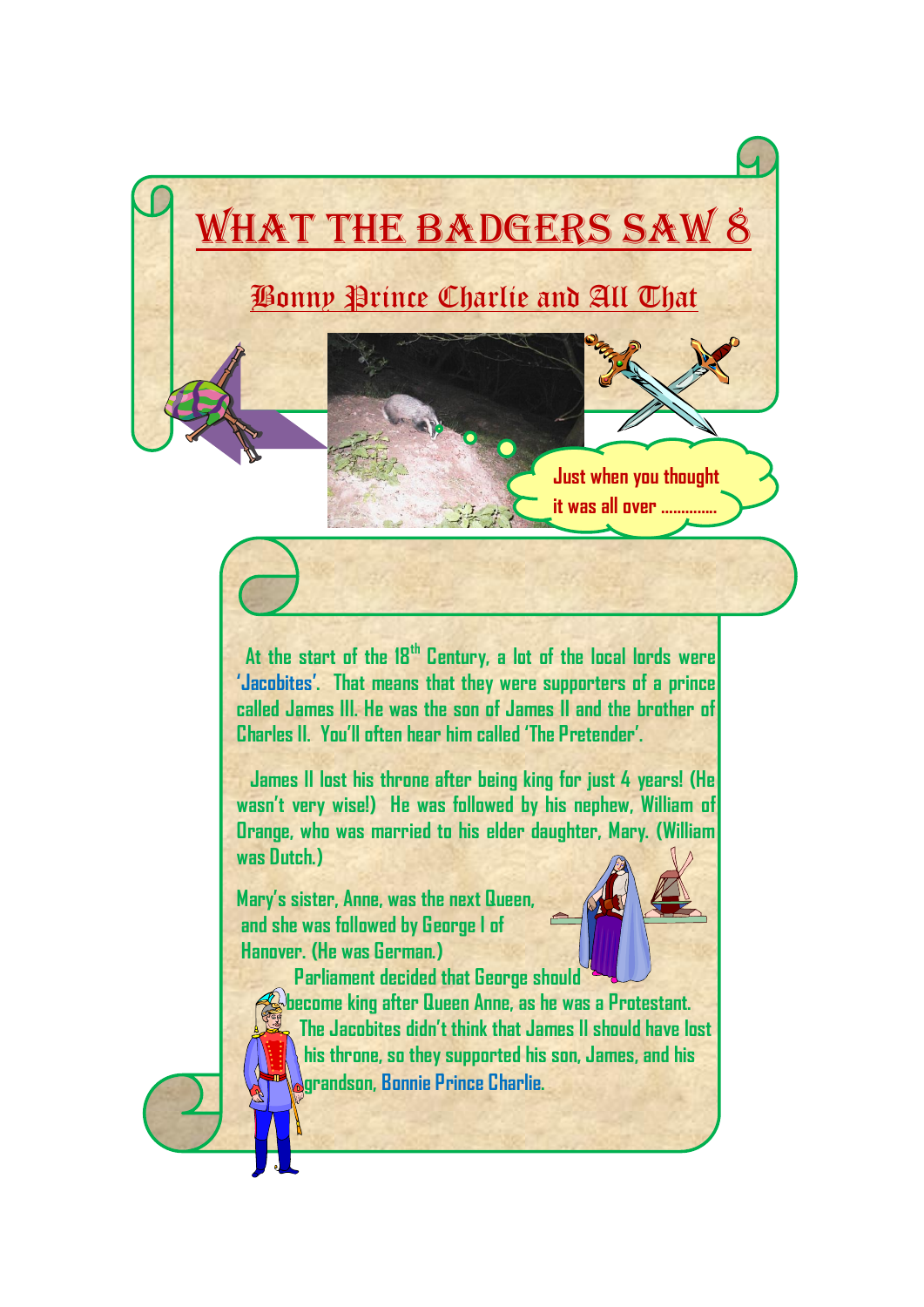# What the Badgers Saw 8

## Bonny Prince Charlie and All That

Just when you thought it was all over ..............

At the start of the 18th Century, a lot of the local lords were '**Jacobites**'. That means that they were supporters of a prince called James III. He was the son of James II and the brother of Charles II. You'll often hear him called 'The Pretender'.

James II lost his throne after being king for just 4 years! (He wasn't very wise!) He was followed by his nephew, William of Orange, who was married to his elder daughter, Mary. (William was Dutch.)

Mary's sister, Anne, was the next Queen, and she was followed by George I of Hanover. (He was German.)

Parliament decided that George should become king after Queen Anne, as he was a Protestant. The Jacobites didn't think that James II should have lost his throne, so they supported his son, James, and his grandson, **Bonnie Prince Charlie**.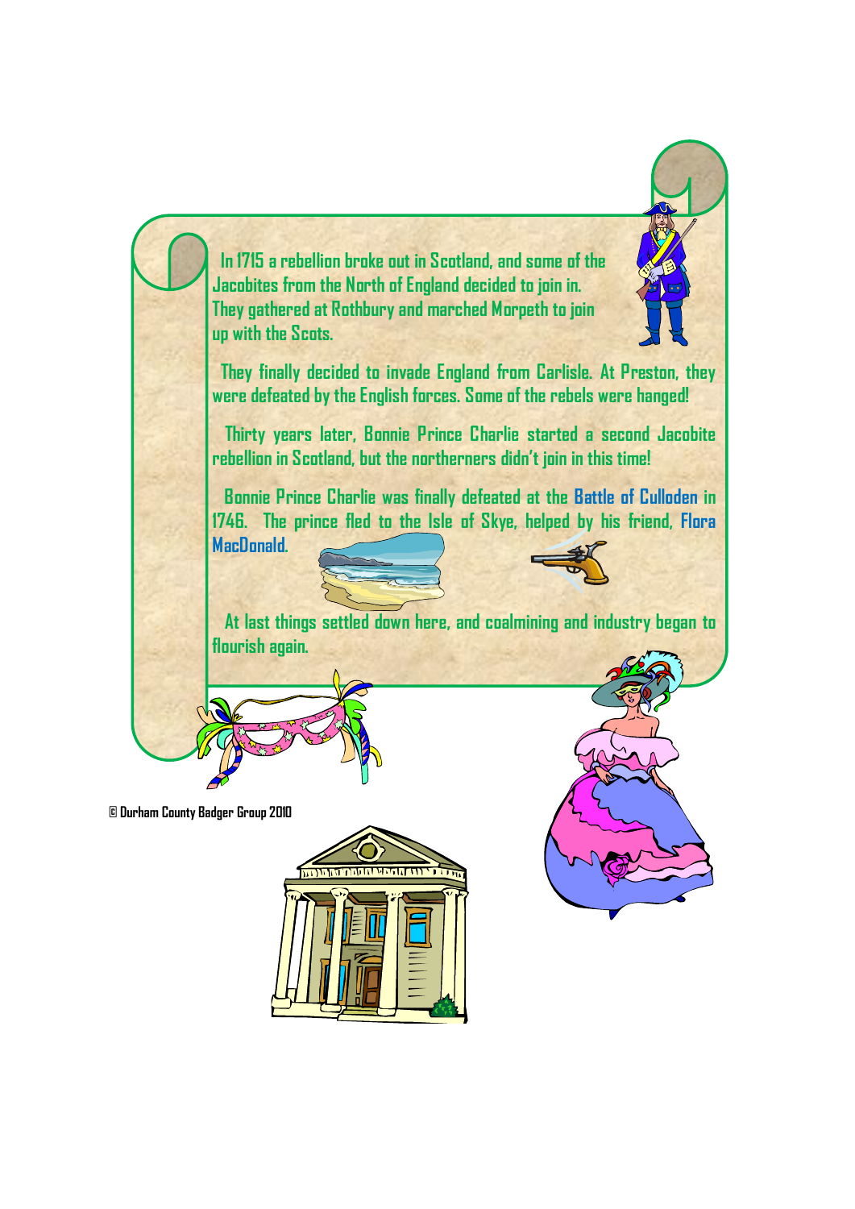In 1715 a rebellion broke out in Scotland, and some of the Jacobites from the North of England decided to join in. They gathered at Rothbury and marched Morpeth to join up with the Scots.

They finally decided to invade England from Carlisle. At Preston, they were defeated by the English forces. Some of the rebels were hanged!

Thirty years later, Bonnie Prince Charlie started a second Jacobite rebellion in Scotland, but the northerners didn't join in this time!

Bonnie Prince Charlie was finally defeated at the Battle of Culloden in 1746. The prince fled to the Isle of Skye, helped by his friend, Flora MacDonald.

At last things settled down here, and coalmining and industry began to flourish again.

© Durham County Badger Group 2010